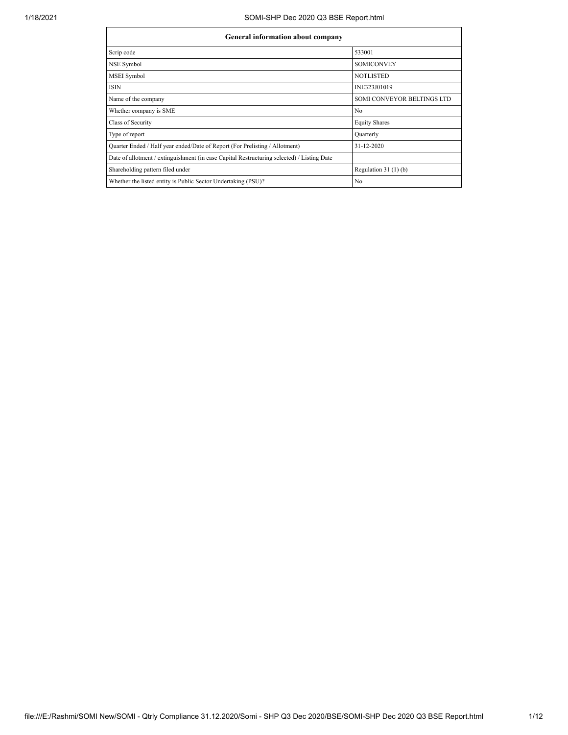| General information about company | |
| --- | --- |
| Scrip code | 533001 |
| NSE Symbol | SOMICONVEY |
| MSEI Symbol | NOTLISTED |
| ISIN | INE323J01019 |
| Name of the company | SOMI CONVEYOR BELTINGS LTD |
| Whether company is SME | No |
| Class of Security | Equity Shares |
| Type of report | Quarterly |
| Quarter Ended / Half year ended/Date of Report (For Prelisting / Allotment) | 31-12-2020 |
| Date of allotment / extinguishment (in case Capital Restructuring selected) / Listing Date | |
| Shareholding pattern filed under | Regulation 31 (1) (b) |
| Whether the listed entity is Public Sector Undertaking (PSU)? | No |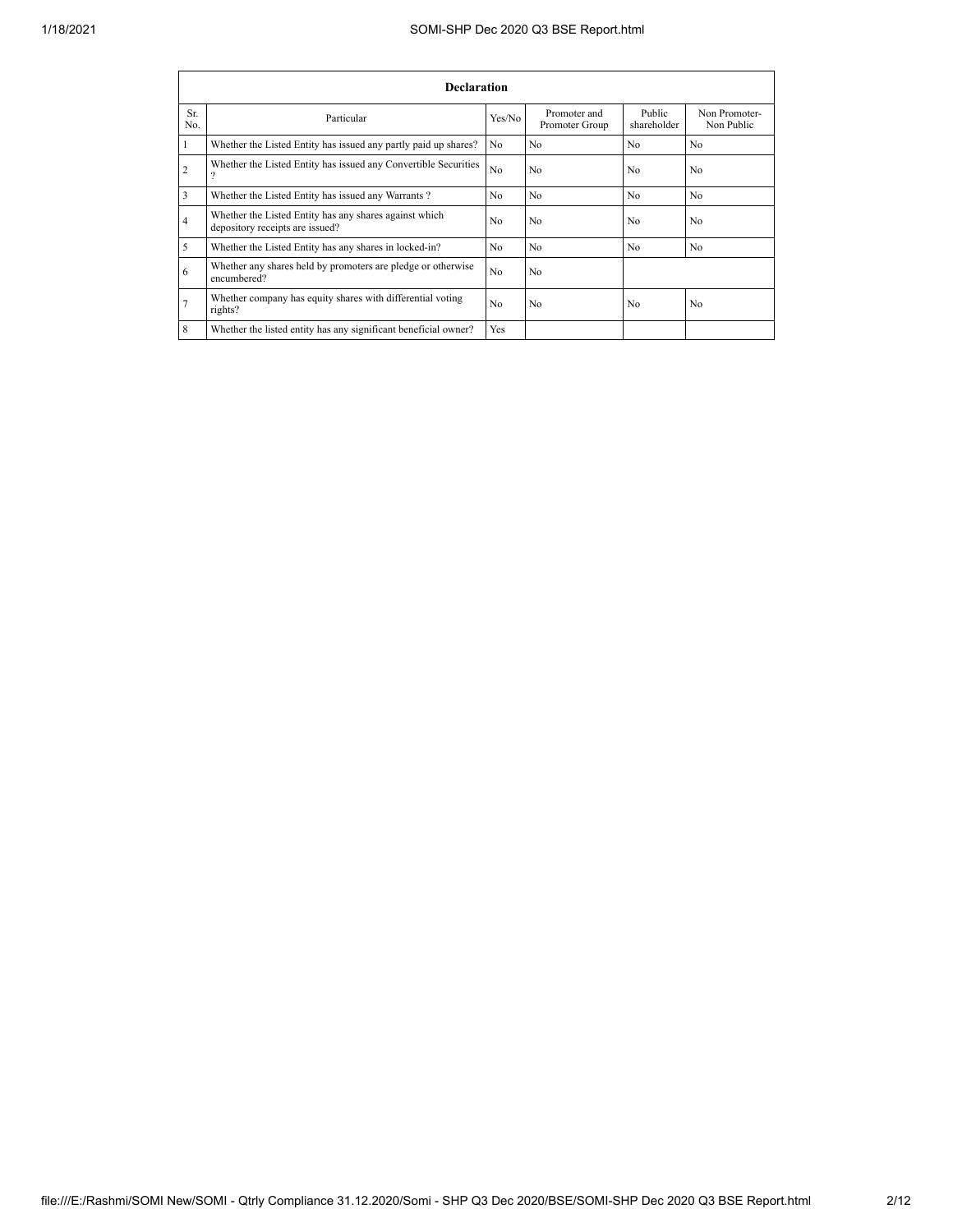| Declaration | | | | | |
|---|---|---|---|---|---|
| Sr. No. | Particular | Yes/No | Promoter and Promoter Group | Public shareholder | Non Promoter- Non Public |
| 1 | Whether the Listed Entity has issued any partly paid up shares? | No | No | No | No |
| 2 | Whether the Listed Entity has issued any Convertible Securities ? | No | No | No | No |
| 3 | Whether the Listed Entity has issued any Warrants ? | No | No | No | No |
| 4 | Whether the Listed Entity has any shares against which depository receipts are issued? | No | No | No | No |
| 5 | Whether the Listed Entity has any shares in locked-in? | No | No | No | No |
| 6 | Whether any shares held by promoters are pledge or otherwise encumbered? | No | No | | |
| 7 | Whether company has equity shares with differential voting rights? | No | No | No | No |
| 8 | Whether the listed entity has any significant beneficial owner? | Yes | | | |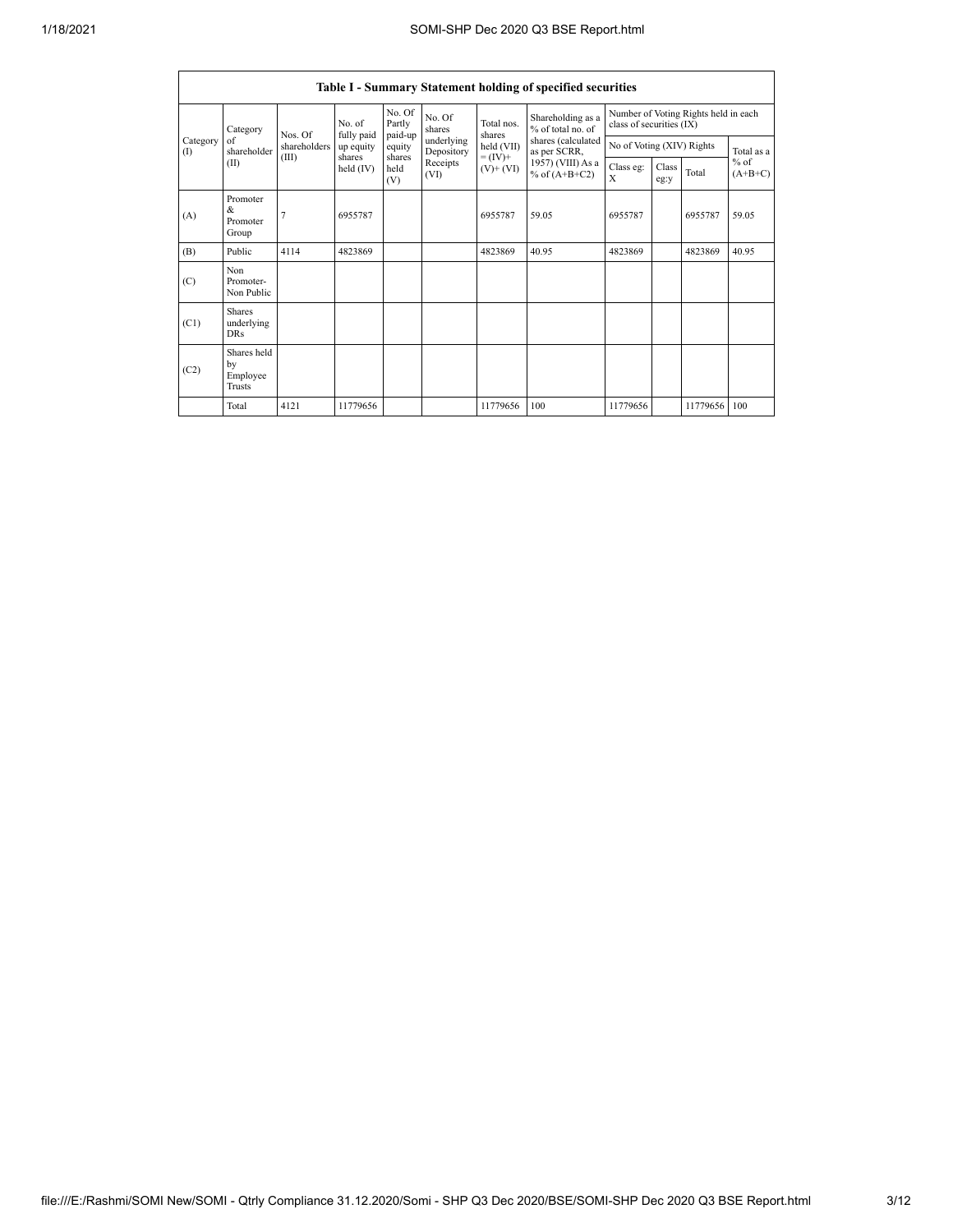| Table I - Summary Statement holding of specified securities | | | | | | | | | | | | |
|---|---|---|---|---|---|---|---|---|---|---|---|---|
| Category (I) | Category of shareholder (II) | Nos. Of shareholders (III) | No. of fully paid up equity shares held (IV) | No. Of Partly paid-up equity shares held (V) | No. Of shares underlying Depository Receipts (VI) | Total nos. shares held (VII) = (IV)+ (V)+ (VI) | Shareholding as a % of total no. of shares (calculated as per SCRR, 1957) (VIII) As a % of (A+B+C2) | Number of Voting Rights held in each class of securities (IX) | | | |
| | | | | | | | | No of Voting (XIV) Rights | | | Total as a % of (A+B+C) |
| | | | | | | | | Class eg: X | Class eg:y | Total | |
| (A) | Promoter & Promoter Group | 7 | 6955787 | | | 6955787 | 59.05 | 6955787 | | 6955787 | 59.05 |
| (B) | Public | 4114 | 4823869 | | | 4823869 | 40.95 | 4823869 | | 4823869 | 40.95 |
| (C) | Non Promoter- Non Public | | | | | | | | | | |
| (C1) | Shares underlying DRs | | | | | | | | | | |
| (C2) | Shares held by Employee Trusts | | | | | | | | | | |
| | Total | 4121 | 11779656 | | | 11779656 | 100 | 11779656 | | 11779656 | 100 |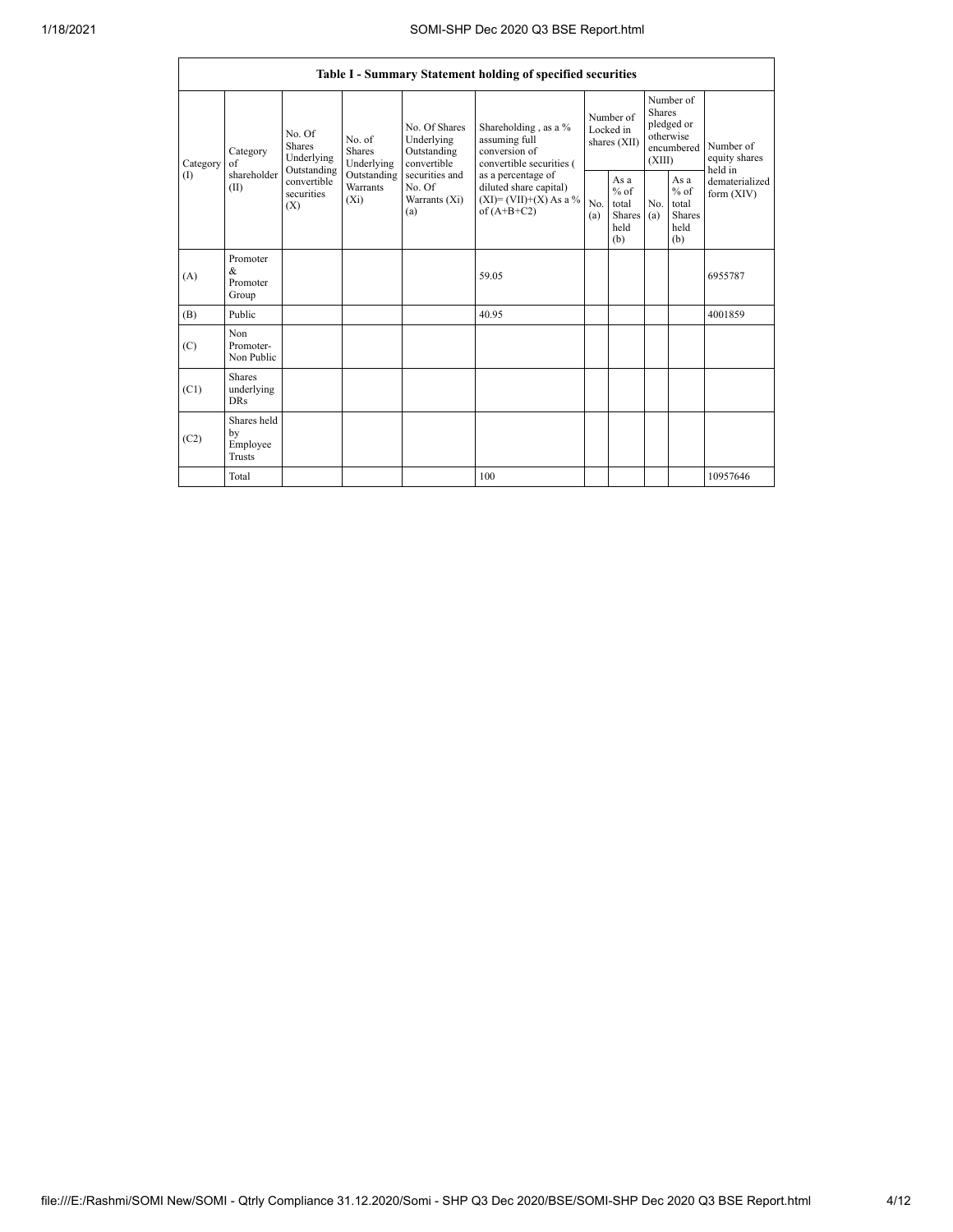| Table I - Summary Statement holding of specified securities | | | | | | | | | | |
|---|---|---|---|---|---|---|---|---|---|---|
| Category (I) | Category of shareholder (II) | No. Of Shares Underlying Outstanding convertible securities (X) | No. of Shares Underlying Outstanding Warrants (Xi) | No. Of Shares Underlying Outstanding convertible securities and No. Of Warrants (Xi) (a) | Shareholding , as a % assuming full conversion of convertible securities ( as a percentage of diluted share capital) (XI)= (VII)+(X) As a % of (A+B+C2) | Number of Locked in shares (XII) | | Number of Shares pledged or otherwise encumbered (XIII) | | Number of equity shares held in dematerialized form (XIV) |
| | | | | | | No. (a) | As a % of total Shares held (b) | No. (a) | As a % of total Shares held (b) | |
| (A) | Promoter & Promoter Group | | | | 59.05 | | | | | 6955787 |
| (B) | Public | | | | 40.95 | | | | | 4001859 |
| (C) | Non Promoter- Non Public | | | | | | | | | |
| (C1) | Shares underlying DRs | | | | | | | | | |
| (C2) | Shares held by Employee Trusts | | | | | | | | | |
| | Total | | | | 100 | | | | | 10957646 |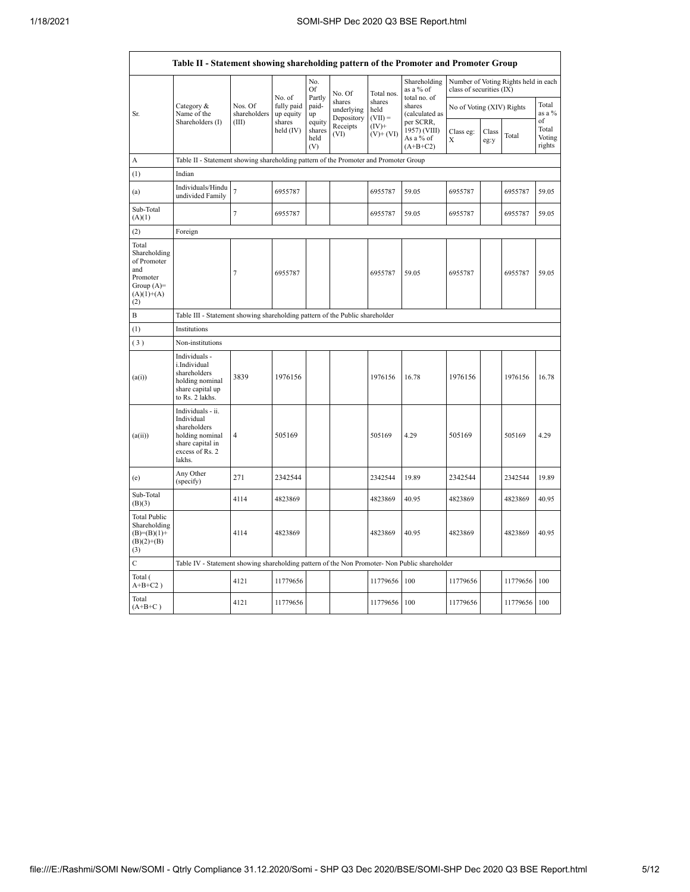| Table II - Statement showing shareholding pattern of the Promoter and Promoter Group | | | | | | | | | | | | |
|---|---|---|---|---|---|---|---|---|---|---|---|---|
| Sr. | Category & Name of the Shareholders (I) | Nos. Of shareholders (III) | No. of fully paid up equity shares held (IV) | No. Of Partly paid-up equity shares held (V) | No. Of shares underlying Depository Receipts (VI) | Total nos. shares held (VII) = (IV)+ (V)+ (VI) | Shareholding as a % of total no. of shares (calculated as per SCRR, 1957) (VIII) As a % of (A+B+C2) | Number of Voting Rights held in each class of securities (IX) | | | |
| | | | | | | | | No of Voting (XIV) Rights | | | Total as a % of Total Voting rights |
| | | | | | | | | Class eg: X | Class eg:y | Total | |
| A | Table II - Statement showing shareholding pattern of the Promoter and Promoter Group | | | | | | | | | | |
| (1) | Indian | | | | | | | | | | |
| (a) | Individuals/Hindu undivided Family | 7 | 6955787 | | | 6955787 | 59.05 | 6955787 | | 6955787 | 59.05 |
| Sub-Total (A)(1) | | 7 | 6955787 | | | 6955787 | 59.05 | 6955787 | | 6955787 | 59.05 |
| (2) | Foreign | | | | | | | | | | |
| Total Shareholding of Promoter and Promoter Group (A)=(A)(1)+(A)(2) | | 7 | 6955787 | | | 6955787 | 59.05 | 6955787 | | 6955787 | 59.05 |
| B | Table III - Statement showing shareholding pattern of the Public shareholder | | | | | | | | | | |
| (1) | Institutions | | | | | | | | | | |
| (3) | Non-institutions | | | | | | | | | | |
| (a(i)) | Individuals - i.Individual shareholders holding nominal share capital up to Rs. 2 lakhs. | 3839 | 1976156 | | | 1976156 | 16.78 | 1976156 | | 1976156 | 16.78 |
| (a(ii)) | Individuals - ii. Individual shareholders holding nominal share capital in excess of Rs. 2 lakhs. | 4 | 505169 | | | 505169 | 4.29 | 505169 | | 505169 | 4.29 |
| (e) | Any Other (specify) | 271 | 2342544 | | | 2342544 | 19.89 | 2342544 | | 2342544 | 19.89 |
| Sub-Total (B)(3) | | 4114 | 4823869 | | | 4823869 | 40.95 | 4823869 | | 4823869 | 40.95 |
| Total Public Shareholding (B)=(B)(1)+(B)(2)+(B)(3) | | 4114 | 4823869 | | | 4823869 | 40.95 | 4823869 | | 4823869 | 40.95 |
| C | Table IV - Statement showing shareholding pattern of the Non Promoter- Non Public shareholder | | | | | | | | | | |
| Total ( A+B+C2 ) | | 4121 | 11779656 | | | 11779656 | 100 | 11779656 | | 11779656 | 100 |
| Total (A+B+C ) | | 4121 | 11779656 | | | 11779656 | 100 | 11779656 | | 11779656 | 100 |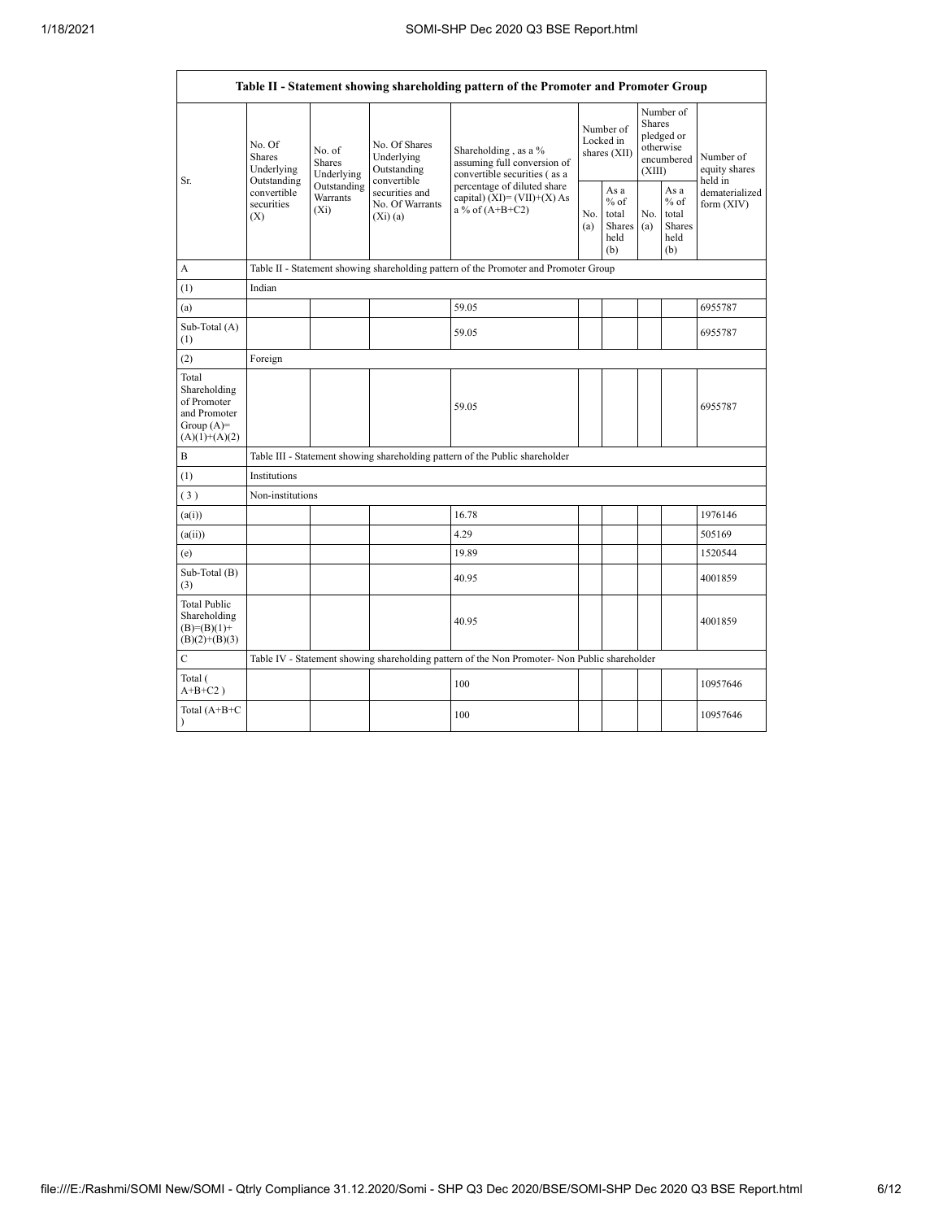| Table II - Statement showing shareholding pattern of the Promoter and Promoter Group | | | | | | | | | |
|---|---|---|---|---|---|---|---|---|---|
| Sr. | No. Of Shares Underlying Outstanding convertible securities (X) | No. of Shares Underlying Outstanding Warrants (Xi) | No. Of Shares Underlying Outstanding convertible securities and No. Of Warrants (Xi) (a) | Shareholding , as a % assuming full conversion of convertible securities ( as a percentage of diluted share capital) (XI)= (VII)+(X) As a % of (A+B+C2) | Number of Locked in shares (XII) | | Number of Shares pledged or otherwise encumbered (XIII) | | Number of equity shares held in dematerialized form (XIV) |
| | | | | | No. (a) | As a % of total Shares held (b) | No. (a) | As a % of total Shares held (b) | |
| A | Table II - Statement showing shareholding pattern of the Promoter and Promoter Group | | | | | | | | |
| (1) | Indian | | | | | | | | |
| (a) | | | | 59.05 | | | | | 6955787 |
| Sub-Total (A) (1) | | | | 59.05 | | | | | 6955787 |
| (2) | Foreign | | | | | | | | |
| Total Shareholding of Promoter and Promoter Group (A)= (A)(1)+(A)(2) | | | | 59.05 | | | | | 6955787 |
| B | Table III - Statement showing shareholding pattern of the Public shareholder | | | | | | | | |
| (1) | Institutions | | | | | | | | |
| ( 3 ) | Non-institutions | | | | | | | | |
| (a(i)) | | | | 16.78 | | | | | 1976146 |
| (a(ii)) | | | | 4.29 | | | | | 505169 |
| (e) | | | | 19.89 | | | | | 1520544 |
| Sub-Total (B) (3) | | | | 40.95 | | | | | 4001859 |
| Total Public Shareholding (B)=(B)(1)+(B)(2)+(B)(3) | | | | 40.95 | | | | | 4001859 |
| C | Table IV - Statement showing shareholding pattern of the Non Promoter- Non Public shareholder | | | | | | | | |
| Total ( A+B+C2 ) | | | | 100 | | | | | 10957646 |
| Total (A+B+C ) | | | | 100 | | | | | 10957646 |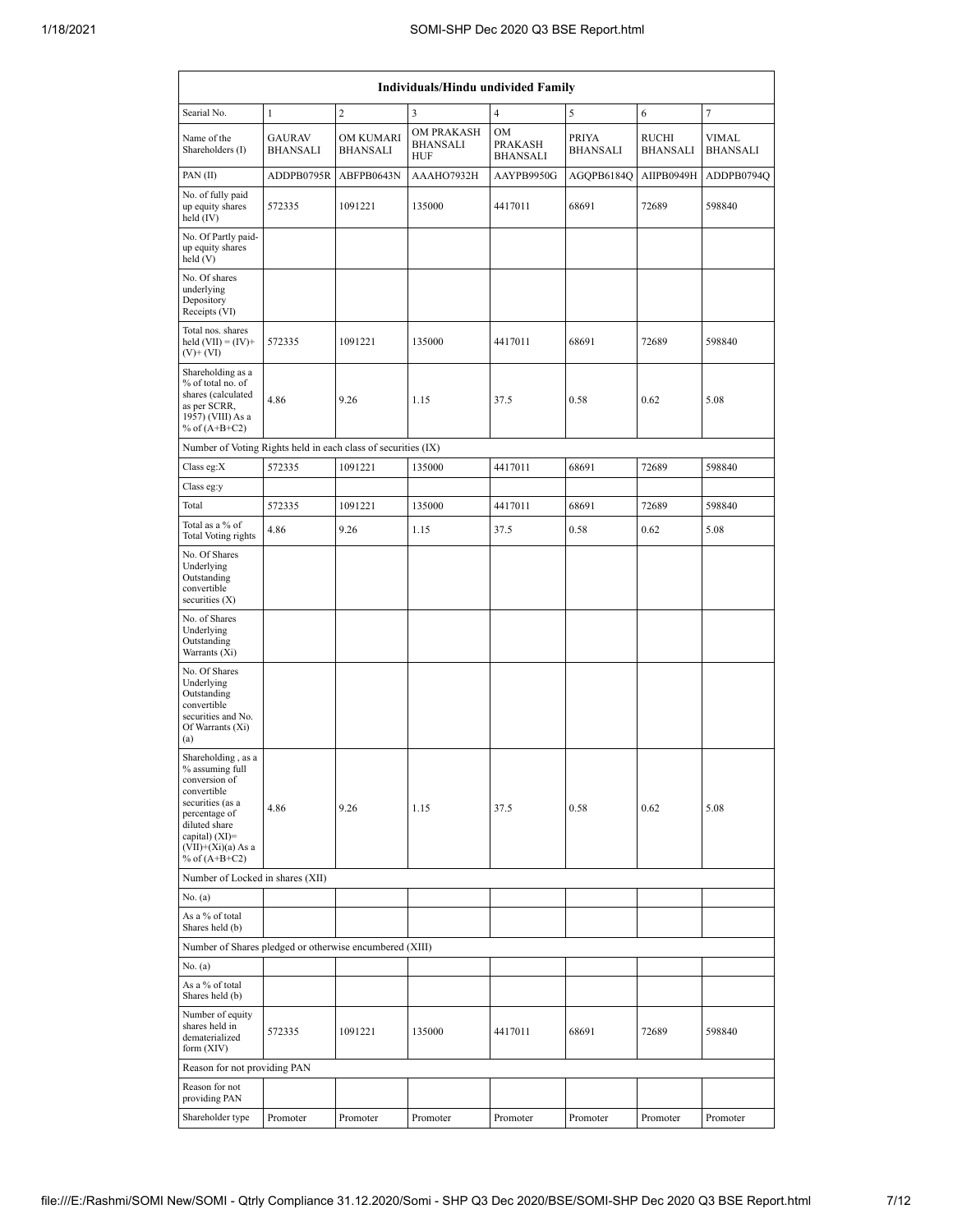| Individuals/Hindu undivided Family | | | | | | | |
|---|---|---|---|---|---|---|---|
| Searial No. | 1 | 2 | 3 | 4 | 5 | 6 | 7 |
| Name of the Shareholders (I) | GAURAV BHANSALI | OM KUMARI BHANSALI | OM PRAKASH BHANSALI HUF | OM PRAKASH BHANSALI | PRIYA BHANSALI | RUCHI BHANSALI | VIMAL BHANSALI |
| PAN (II) | ADDPB0795R | ABFPB0643N | AAAHO7932H | AAYPB9950G | AGQPB6184Q | AIIPB0949H | ADDPB0794Q |
| No. of fully paid up equity shares held (IV) | 572335 | 1091221 | 135000 | 4417011 | 68691 | 72689 | 598840 |
| No. Of Partly paid-up equity shares held (V) | | | | | | | |
| No. Of shares underlying Depository Receipts (VI) | | | | | | | |
| Total nos. shares held (VII) = (IV)+(V)+ (VI) | 572335 | 1091221 | 135000 | 4417011 | 68691 | 72689 | 598840 |
| Shareholding as a % of total no. of shares (calculated as per SCRR, 1957) (VIII) As a % of (A+B+C2) | 4.86 | 9.26 | 1.15 | 37.5 | 0.58 | 0.62 | 5.08 |
| Number of Voting Rights held in each class of securities (IX) | | | | | | | |
| Class eg:X | 572335 | 1091221 | 135000 | 4417011 | 68691 | 72689 | 598840 |
| Class eg:y | | | | | | | |
| Total | 572335 | 1091221 | 135000 | 4417011 | 68691 | 72689 | 598840 |
| Total as a % of Total Voting rights | 4.86 | 9.26 | 1.15 | 37.5 | 0.58 | 0.62 | 5.08 |
| No. Of Shares Underlying Outstanding convertible securities (X) | | | | | | | |
| No. of Shares Underlying Outstanding Warrants (Xi) | | | | | | | |
| No. Of Shares Underlying Outstanding convertible securities and No. Of Warrants (Xi) (a) | | | | | | | |
| Shareholding , as a % assuming full conversion of convertible securities (as a percentage of diluted share capital) (XI)= (VII)+(Xi)(a) As a % of (A+B+C2) | 4.86 | 9.26 | 1.15 | 37.5 | 0.58 | 0.62 | 5.08 |
| Number of Locked in shares (XII) | | | | | | | |
| No. (a) | | | | | | | |
| As a % of total Shares held (b) | | | | | | | |
| Number of Shares pledged or otherwise encumbered (XIII) | | | | | | | |
| No. (a) | | | | | | | |
| As a % of total Shares held (b) | | | | | | | |
| Number of equity shares held in dematerialized form (XIV) | 572335 | 1091221 | 135000 | 4417011 | 68691 | 72689 | 598840 |
| Reason for not providing PAN | | | | | | | |
| Reason for not providing PAN | | | | | | | |
| Shareholder type | Promoter | Promoter | Promoter | Promoter | Promoter | Promoter | Promoter |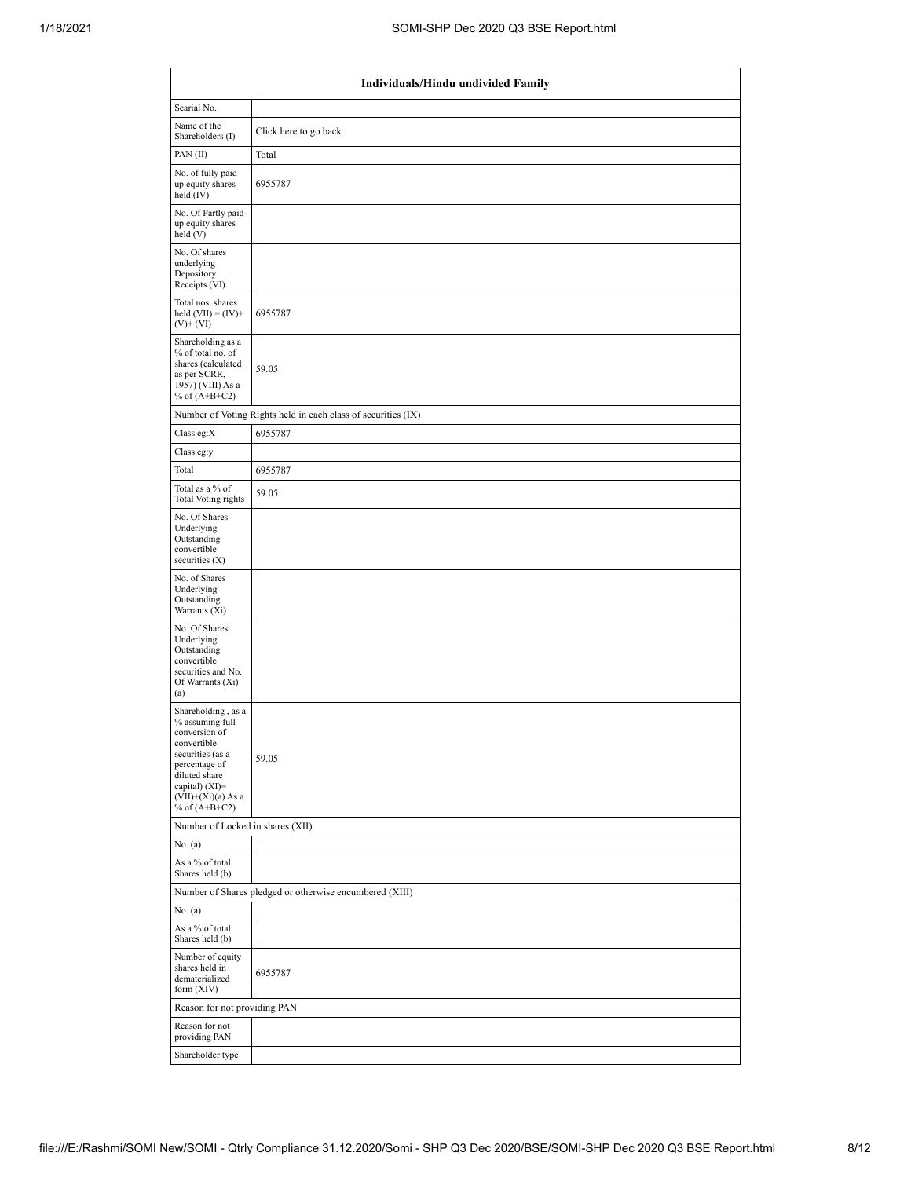| Individuals/Hindu undivided Family | |
|---|---|
| Searial No. | |
| Name of the Shareholders (I) | Click here to go back |
| PAN (II) | Total |
| No. of fully paid up equity shares held (IV) | 6955787 |
| No. Of Partly paid-up equity shares held (V) | |
| No. Of shares underlying Depository Receipts (VI) | |
| Total nos. shares held (VII) = (IV)+(V)+ (VI) | 6955787 |
| Shareholding as a % of total no. of shares (calculated as per SCRR, 1957) (VIII) As a % of (A+B+C2) | 59.05 |
| Number of Voting Rights held in each class of securities (IX) | |
| Class eg:X | 6955787 |
| Class eg:y | |
| Total | 6955787 |
| Total as a % of Total Voting rights | 59.05 |
| No. Of Shares Underlying Outstanding convertible securities (X) | |
| No. of Shares Underlying Outstanding Warrants (Xi) | |
| No. Of Shares Underlying Outstanding convertible securities and No. Of Warrants (Xi) (a) | |
| Shareholding , as a % assuming full conversion of convertible securities (as a percentage of diluted share capital) (XI)= (VII)+(Xi)(a) As a % of (A+B+C2) | 59.05 |
| Number of Locked in shares (XII) | |
| No. (a) | |
| As a % of total Shares held (b) | |
| Number of Shares pledged or otherwise encumbered (XIII) | |
| No. (a) | |
| As a % of total Shares held (b) | |
| Number of equity shares held in dematerialized form (XIV) | 6955787 |
| Reason for not providing PAN | |
| Reason for not providing PAN | |
| Shareholder type | |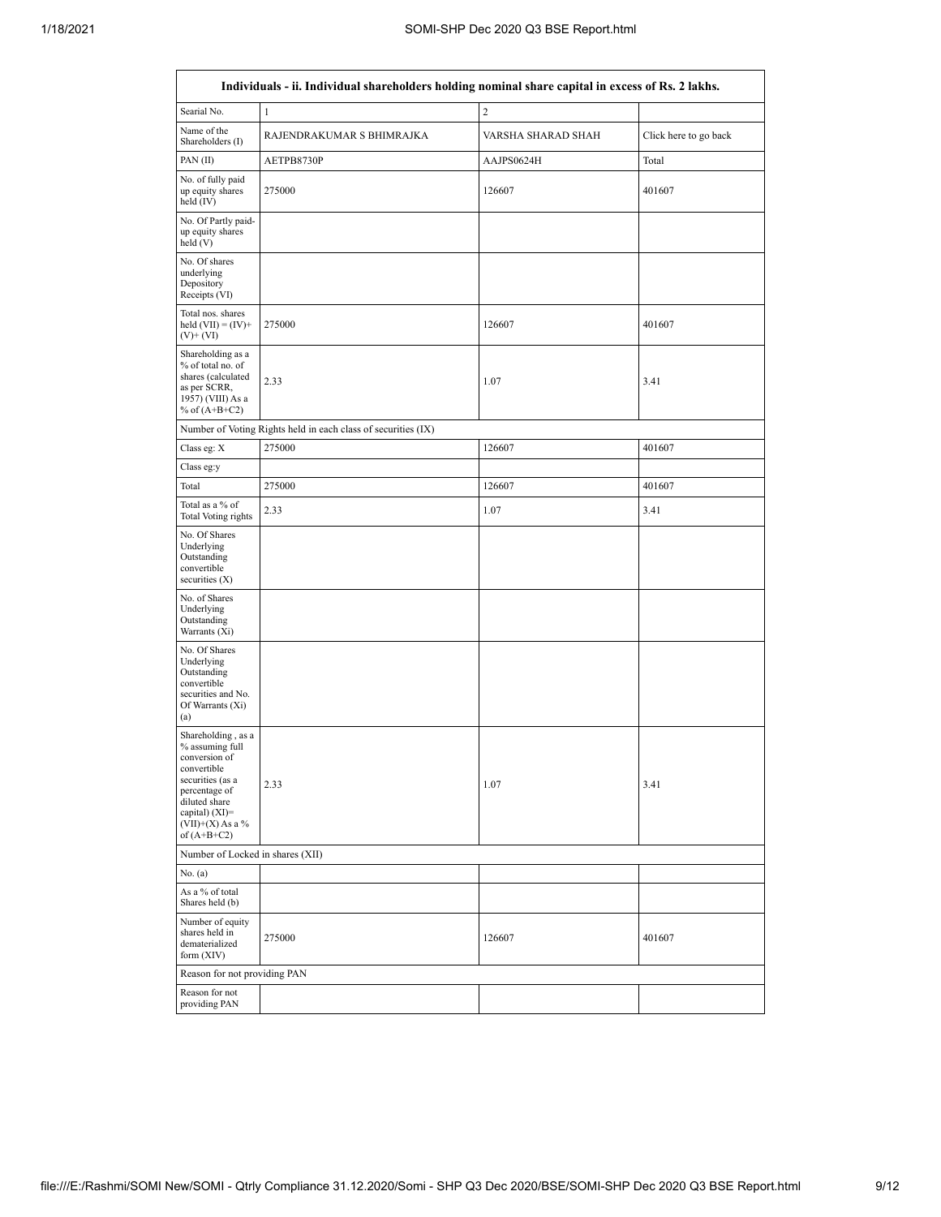| Individuals - ii. Individual shareholders holding nominal share capital in excess of Rs. 2 lakhs. | | | |
|---|---|---|---|
| Searial No. | 1 | 2 | |
| Name of the Shareholders (I) | RAJENDRAKUMAR S BHIMRAJKA | VARSHA SHARAD SHAH | Click here to go back |
| PAN (II) | AETPB8730P | AAJPS0624H | Total |
| No. of fully paid up equity shares held (IV) | 275000 | 126607 | 401607 |
| No. Of Partly paid-up equity shares held (V) | | | |
| No. Of shares underlying Depository Receipts (VI) | | | |
| Total nos. shares held (VII) = (IV)+(V)+ (VI) | 275000 | 126607 | 401607 |
| Shareholding as a % of total no. of shares (calculated as per SCRR, 1957) (VIII) As a % of (A+B+C2) | 2.33 | 1.07 | 3.41 |
| Number of Voting Rights held in each class of securities (IX) | | | |
| Class eg: X | 275000 | 126607 | 401607 |
| Class eg:y | | | |
| Total | 275000 | 126607 | 401607 |
| Total as a % of Total Voting rights | 2.33 | 1.07 | 3.41 |
| No. Of Shares Underlying Outstanding convertible securities (X) | | | |
| No. of Shares Underlying Outstanding Warrants (Xi) | | | |
| No. Of Shares Underlying Outstanding convertible securities and No. Of Warrants (Xi) (a) | | | |
| Shareholding , as a % assuming full conversion of convertible securities (as a percentage of diluted share capital) (XI)= (VII)+(X) As a % of (A+B+C2) | 2.33 | 1.07 | 3.41 |
| Number of Locked in shares (XII) | | | |
| No. (a) | | | |
| As a % of total Shares held (b) | | | |
| Number of equity shares held in dematerialized form (XIV) | 275000 | 126607 | 401607 |
| Reason for not providing PAN | | | |
| Reason for not providing PAN | | | |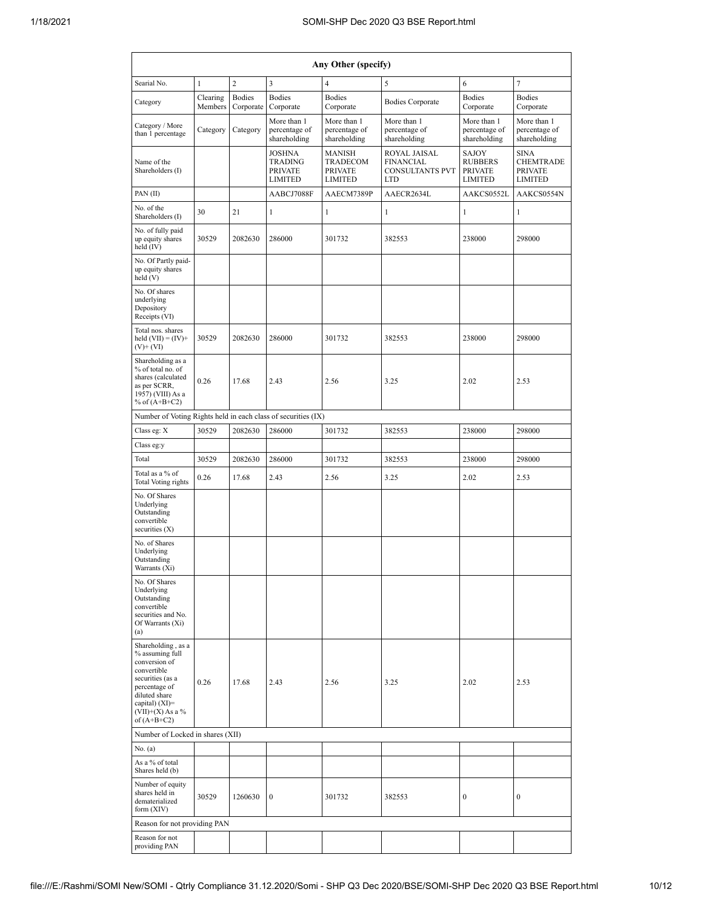| Any Other (specify) | | | | | | | |
|---|---|---|---|---|---|---|---|
| Searial No. | 1 | 2 | 3 | 4 | 5 | 6 | 7 |
| Category | Clearing Members | Bodies Corporate | Bodies Corporate | Bodies Corporate | Bodies Corporate | Bodies Corporate | Bodies Corporate |
| Category / More than 1 percentage | Category | Category | More than 1 percentage of shareholding | More than 1 percentage of shareholding | More than 1 percentage of shareholding | More than 1 percentage of shareholding | More than 1 percentage of shareholding |
| Name of the Shareholders (I) | | | JOSHNA TRADING PRIVATE LIMITED | MANISH TRADECOM PRIVATE LIMITED | ROYAL JAISAL FINANCIAL CONSULTANTS PVT LTD | SAJOY RUBBERS PRIVATE LIMITED | SINA CHEMTRADE PRIVATE LIMITED |
| PAN (II) | | | AABCJ7088F | AAECM7389P | AAECR2634L | AAKCS0552L | AAKCS0554N |
| No. of the Shareholders (I) | 30 | 21 | 1 | 1 | 1 | 1 | 1 |
| No. of fully paid up equity shares held (IV) | 30529 | 2082630 | 286000 | 301732 | 382553 | 238000 | 298000 |
| No. Of Partly paid-up equity shares held (V) | | | | | | | |
| No. Of shares underlying Depository Receipts (VI) | | | | | | | |
| Total nos. shares held (VII) = (IV)+ (V)+ (VI) | 30529 | 2082630 | 286000 | 301732 | 382553 | 238000 | 298000 |
| Shareholding as a % of total no. of shares (calculated as per SCRR, 1957) (VIII) As a % of (A+B+C2) | 0.26 | 17.68 | 2.43 | 2.56 | 3.25 | 2.02 | 2.53 |
| Number of Voting Rights held in each class of securities (IX) | | | | | | | |
| Class eg: X | 30529 | 2082630 | 286000 | 301732 | 382553 | 238000 | 298000 |
| Class eg:y | | | | | | | |
| Total | 30529 | 2082630 | 286000 | 301732 | 382553 | 238000 | 298000 |
| Total as a % of Total Voting rights | 0.26 | 17.68 | 2.43 | 2.56 | 3.25 | 2.02 | 2.53 |
| No. Of Shares Underlying Outstanding convertible securities (X) | | | | | | | |
| No. of Shares Underlying Outstanding Warrants (Xi) | | | | | | | |
| No. Of Shares Underlying Outstanding convertible securities and No. Of Warrants (Xi) (a) | | | | | | | |
| Shareholding , as a % assuming full conversion of convertible securities (as a percentage of diluted share capital) (XI)= (VII)+(X) As a % of (A+B+C2) | 0.26 | 17.68 | 2.43 | 2.56 | 3.25 | 2.02 | 2.53 |
| Number of Locked in shares (XII) | | | | | | | |
| No. (a) | | | | | | | |
| As a % of total Shares held (b) | | | | | | | |
| Number of equity shares held in dematerialized form (XIV) | 30529 | 1260630 | 0 | 301732 | 382553 | 0 | 0 |
| Reason for not providing PAN | | | | | | | |
| Reason for not providing PAN | | | | | | | |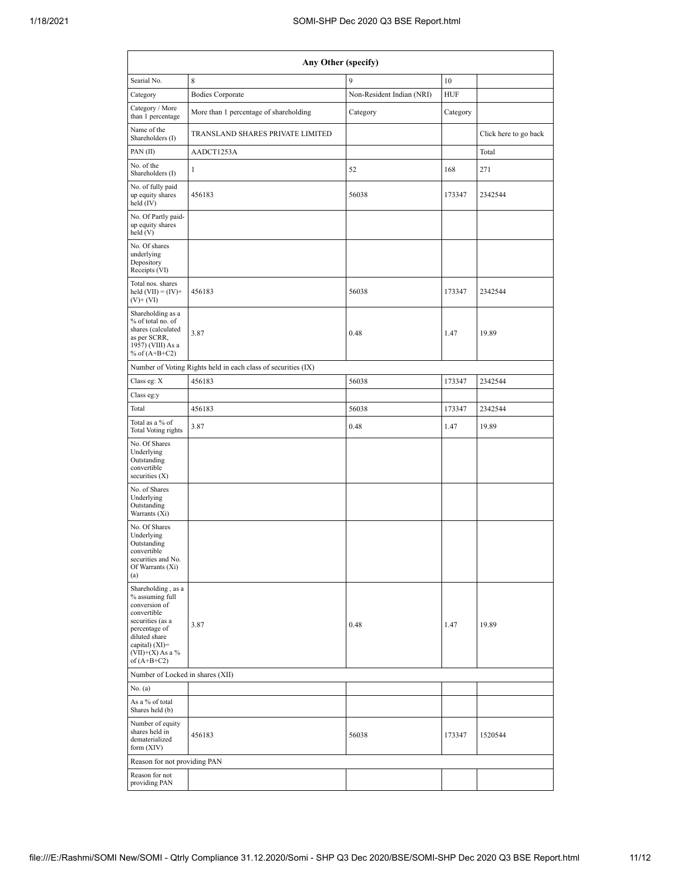| Any Other (specify) | | | | |
|---|---|---|---|---|
| Searial No. | 8 | 9 | 10 | |
| Category | Bodies Corporate | Non-Resident Indian (NRI) | HUF | |
| Category / More than 1 percentage | More than 1 percentage of shareholding | Category | Category | |
| Name of the Shareholders (I) | TRANSLAND SHARES PRIVATE LIMITED | | | Click here to go back |
| PAN (II) | AADCT1253A | | | Total |
| No. of the Shareholders (I) | 1 | 52 | 168 | 271 |
| No. of fully paid up equity shares held (IV) | 456183 | 56038 | 173347 | 2342544 |
| No. Of Partly paid-up equity shares held (V) | | | | |
| No. Of shares underlying Depository Receipts (VI) | | | | |
| Total nos. shares held (VII) = (IV)+ (V)+ (VI) | 456183 | 56038 | 173347 | 2342544 |
| Shareholding as a % of total no. of shares (calculated as per SCRR, 1957) (VIII) As a % of (A+B+C2) | 3.87 | 0.48 | 1.47 | 19.89 |
| Number of Voting Rights held in each class of securities (IX) | | | | |
| Class eg: X | 456183 | 56038 | 173347 | 2342544 |
| Class eg:y | | | | |
| Total | 456183 | 56038 | 173347 | 2342544 |
| Total as a % of Total Voting rights | 3.87 | 0.48 | 1.47 | 19.89 |
| No. Of Shares Underlying Outstanding convertible securities (X) | | | | |
| No. of Shares Underlying Outstanding Warrants (Xi) | | | | |
| No. Of Shares Underlying Outstanding convertible securities and No. Of Warrants (Xi) (a) | | | | |
| Shareholding , as a % assuming full conversion of convertible securities (as a percentage of diluted share capital) (XI)= (VII)+(X) As a % of (A+B+C2) | 3.87 | 0.48 | 1.47 | 19.89 |
| Number of Locked in shares (XII) | | | | |
| No. (a) | | | | |
| As a % of total Shares held (b) | | | | |
| Number of equity shares held in dematerialized form (XIV) | 456183 | 56038 | 173347 | 1520544 |
| Reason for not providing PAN | | | | |
| Reason for not providing PAN | | | | |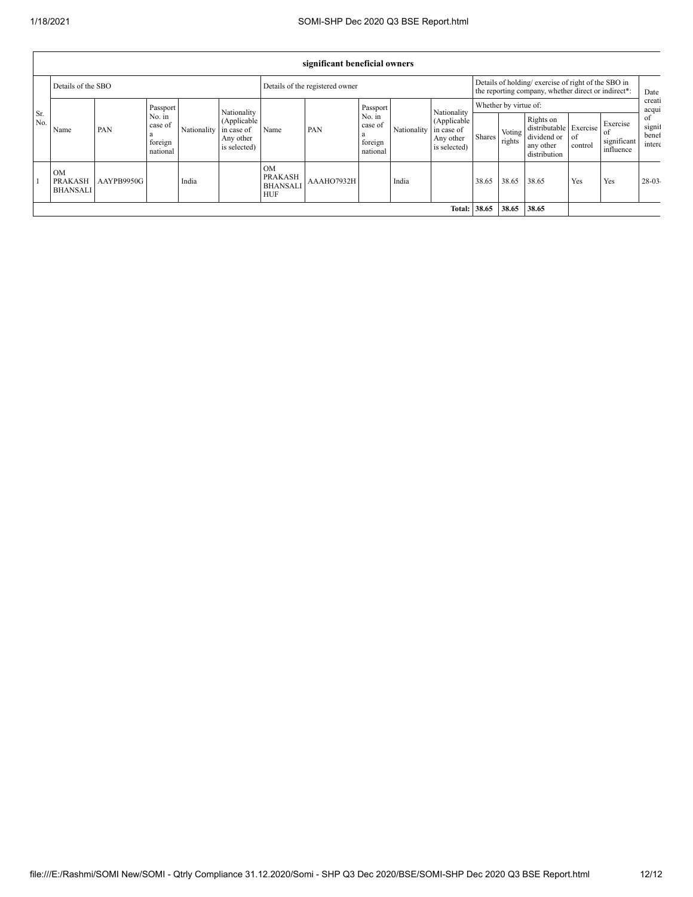| | significant beneficial owners | | | | | | | | | | | | | | | | |
|---|---|---|---|---|---|---|---|---|---|---|---|---|---|---|---|---|---|
| Sr. No. | Details of the SBO | | | | | Details of the registered owner | | | | | Details of holding/ exercise of right of the SBO in the reporting company, whether direct or indirect*: | | | | | Date creati acqui of signif benef intere |
| | | | | | | | | | | | Whether by virtue of: | | | | | |
| | Name | PAN | Passport No. in case of a foreign national | Nationality | Nationality (Applicable in case of Any other is selected) | Name | PAN | Passport No. in case of a foreign national | Nationality | Nationality (Applicable in case of Any other is selected) | Shares | Voting rights | Rights on distributable dividend or any other distribution | Exercise of control | Exercise of significant influence | |
| 1 | OM PRAKASH BHANSALI | AAYPB9950G | | India | | OM PRAKASH BHANSALI HUF | AAAHO7932H | | India | | 38.65 | 38.65 | 38.65 | Yes | Yes | 28-03- |
| | | | | | | | | | | Total: | 38.65 | 38.65 | 38.65 | | | |